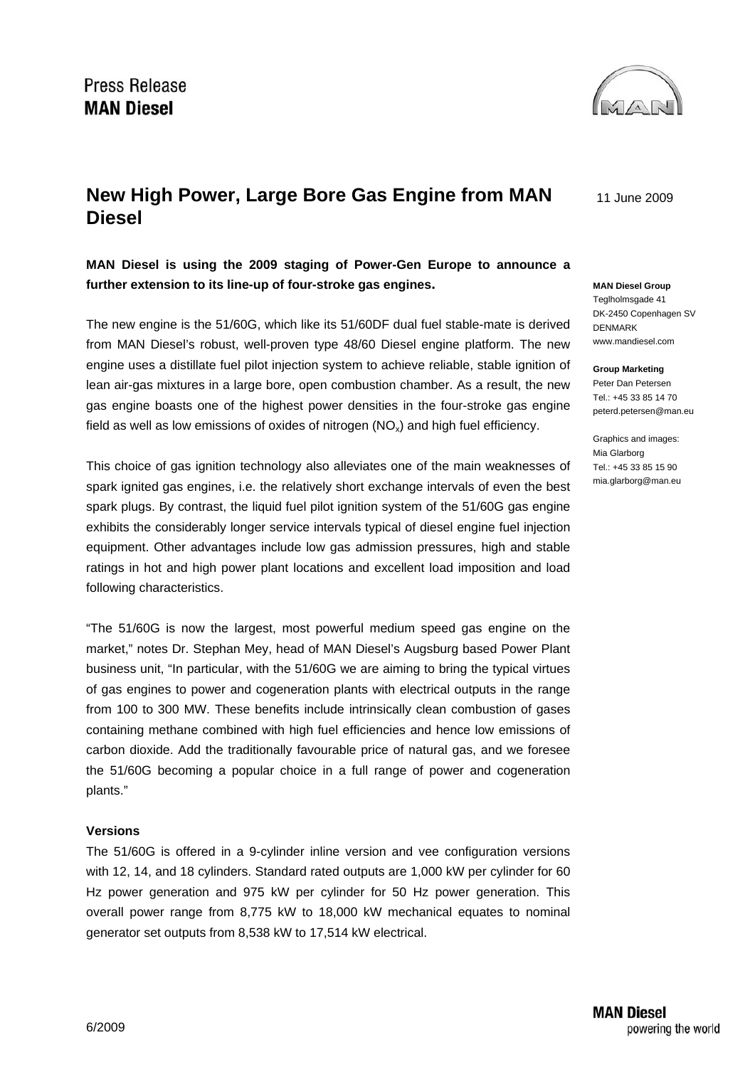Press Release
**MAN Diesel**

# New High Power, Large Bore Gas Engine from MAN Diesel

11 June 2009

**MAN Diesel is using the 2009 staging of Power-Gen Europe to announce a further extension to its line-up of four-stroke gas engines.**

The new engine is the 51/60G, which like its 51/60DF dual fuel stable-mate is derived from MAN Diesel's robust, well-proven type 48/60 Diesel engine platform. The new engine uses a distillate fuel pilot injection system to achieve reliable, stable ignition of lean air-gas mixtures in a large bore, open combustion chamber. As a result, the new gas engine boasts one of the highest power densities in the four-stroke gas engine field as well as low emissions of oxides of nitrogen ($NO_x$) and high fuel efficiency.

This choice of gas ignition technology also alleviates one of the main weaknesses of spark ignited gas engines, i.e. the relatively short exchange intervals of even the best spark plugs. By contrast, the liquid fuel pilot ignition system of the 51/60G gas engine exhibits the considerably longer service intervals typical of diesel engine fuel injection equipment. Other advantages include low gas admission pressures, high and stable ratings in hot and high power plant locations and excellent load imposition and load following characteristics.

"The 51/60G is now the largest, most powerful medium speed gas engine on the market," notes Dr. Stephan Mey, head of MAN Diesel's Augsburg based Power Plant business unit, "In particular, with the 51/60G we are aiming to bring the typical virtues of gas engines to power and cogeneration plants with electrical outputs in the range from 100 to 300 MW. These benefits include intrinsically clean combustion of gases containing methane combined with high fuel efficiencies and hence low emissions of carbon dioxide. Add the traditionally favourable price of natural gas, and we foresee the 51/60G becoming a popular choice in a full range of power and cogeneration plants."

### Versions

The 51/60G is offered in a 9-cylinder inline version and vee configuration versions with 12, 14, and 18 cylinders. Standard rated outputs are 1,000 kW per cylinder for 60 Hz power generation and 975 kW per cylinder for 50 Hz power generation. This overall power range from 8,775 kW to 18,000 kW mechanical equates to nominal generator set outputs from 8,538 kW to 17,514 kW electrical.

**MAN Diesel Group**
Teglholmsgade 41
DK-2450 Copenhagen SV
DENMARK
www.mandiesel.com

**Group Marketing**
Peter Dan Petersen
Tel.: +45 33 85 14 70
peterd.petersen@man.eu

Graphics and images:
Mia Glarborg
Tel.: +45 33 85 15 90
mia.glarborg@man.eu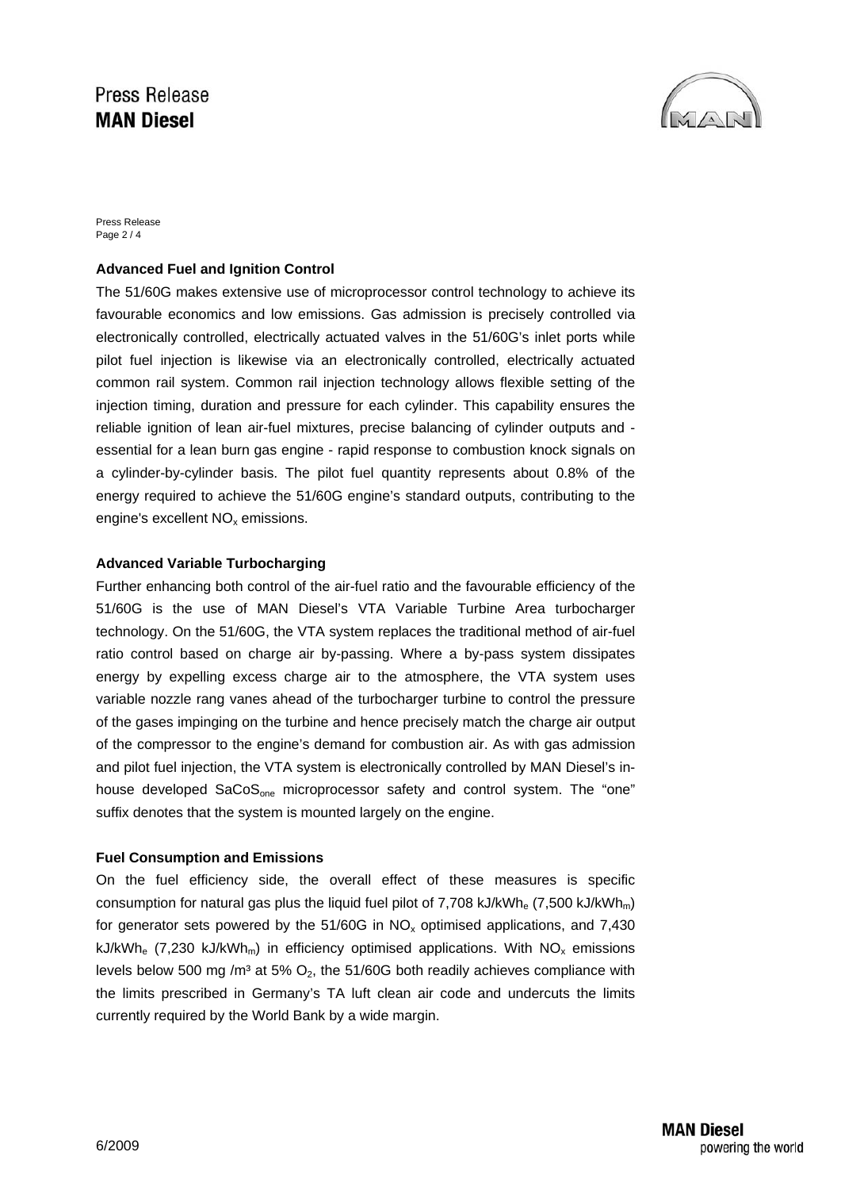### Advanced Fuel and Ignition Control

The 51/60G makes extensive use of microprocessor control technology to achieve its favourable economics and low emissions. Gas admission is precisely controlled via electronically controlled, electrically actuated valves in the 51/60G's inlet ports while pilot fuel injection is likewise via an electronically controlled, electrically actuated common rail system. Common rail injection technology allows flexible setting of the injection timing, duration and pressure for each cylinder. This capability ensures the reliable ignition of lean air-fuel mixtures, precise balancing of cylinder outputs and - essential for a lean burn gas engine - rapid response to combustion knock signals on a cylinder-by-cylinder basis. The pilot fuel quantity represents about 0.8% of the energy required to achieve the 51/60G engine's standard outputs, contributing to the engine's excellent $NO_x$ emissions.

### Advanced Variable Turbocharging

Further enhancing both control of the air-fuel ratio and the favourable efficiency of the 51/60G is the use of MAN Diesel's VTA Variable Turbine Area turbocharger technology. On the 51/60G, the VTA system replaces the traditional method of air-fuel ratio control based on charge air by-passing. Where a by-pass system dissipates energy by expelling excess charge air to the atmosphere, the VTA system uses variable nozzle rang vanes ahead of the turbocharger turbine to control the pressure of the gases impinging on the turbine and hence precisely match the charge air output of the compressor to the engine's demand for combustion air. As with gas admission and pilot fuel injection, the VTA system is electronically controlled by MAN Diesel's in-house developed $SaCoS_{one}$ microprocessor safety and control system. The "one" suffix denotes that the system is mounted largely on the engine.

### Fuel Consumption and Emissions

On the fuel efficiency side, the overall effect of these measures is specific consumption for natural gas plus the liquid fuel pilot of 7,708 $kJ/kWh_e$ (7,500 $kJ/kWh_m$) for generator sets powered by the 51/60G in $NO_x$ optimised applications, and 7,430 $kJ/kWh_e$ (7,230 $kJ/kWh_m$) in efficiency optimised applications. With $NO_x$ emissions levels below 500 mg /m³ at 5% $O_2$, the 51/60G both readily achieves compliance with the limits prescribed in Germany's TA luft clean air code and undercuts the limits currently required by the World Bank by a wide margin.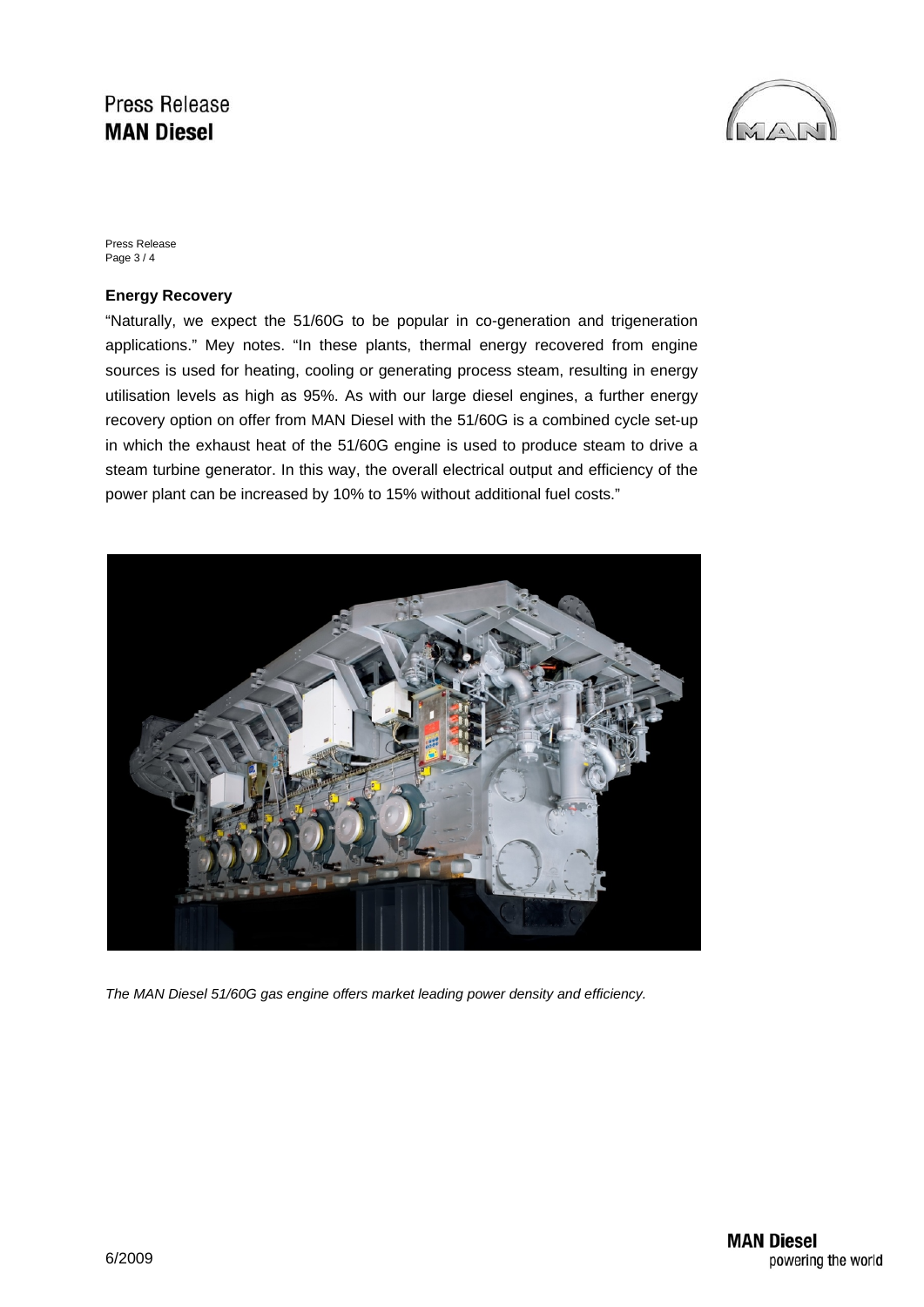## Energy Recovery

"Naturally, we expect the 51/60G to be popular in co-generation and trigeneration applications." Mey notes. "In these plants, thermal energy recovered from engine sources is used for heating, cooling or generating process steam, resulting in energy utilisation levels as high as 95%. As with our large diesel engines, a further energy recovery option on offer from MAN Diesel with the 51/60G is a combined cycle set-up in which the exhaust heat of the 51/60G engine is used to produce steam to drive a steam turbine generator. In this way, the overall electrical output and efficiency of the power plant can be increased by 10% to 15% without additional fuel costs."

*The MAN Diesel 51/60G gas engine offers market leading power density and efficiency.*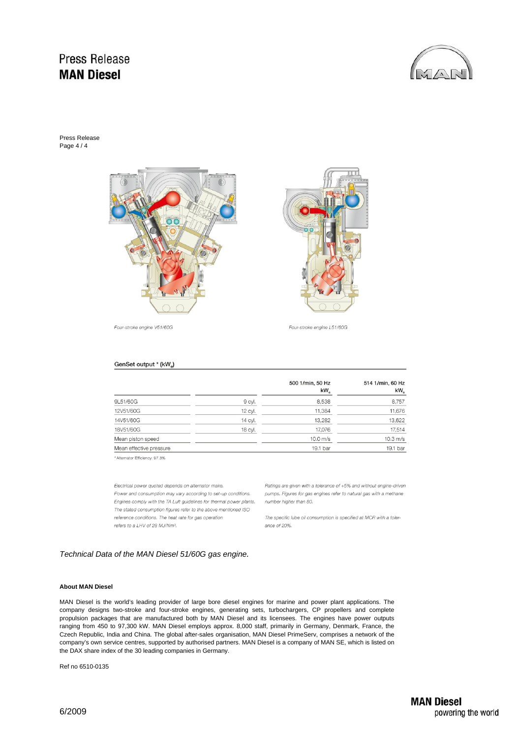Press Release

Four-stroke engine V51/60G

Four-stroke engine L51/60G

GenSet output * ($kW_e$)

| | | 500 1/min, 50 Hz $kW_e$ | 514 1/min, 60 Hz $kW_e$ |
|---|---|---|---|
| 9L51/60G | 9 cyl. | 8,538 | 8,757 |
| 12V51/60G | 12 cyl. | 11,384 | 11,676 |
| 14V51/60G | 14 cyl. | 13,282 | 13,622 |
| 18V51/60G | 18 cyl. | 17,076 | 17,514 |
| Mean piston speed | | 10.0 m/s | 10.3 m/s |
| Mean effective pressure | | 19.1 bar | 19.1 bar |

* Alternator Efficiency: 97.3%

*Electrical power quoted depends on alternator make. Power and consumption may vary according to set-up conditions. Engines comply with the TA Luft guidelines for thermal power plants. The stated consumption figures refer to the above mentioned ISO reference conditions. The heat rate for gas operation refers to a LHV of 28 MJ/Nm³.*

*Ratings are given with a tolerance of +5% and without engine-driven pumps. Figures for gas engines refer to natural gas with a methane number higher than 80.*

*The specific lube oil consumption is specified at MCR with a tolerance of 20%.*

*Technical Data of the MAN Diesel 51/60G gas engine.*

**About MAN Diesel**

MAN Diesel is the world's leading provider of large bore diesel engines for marine and power plant applications. The company designs two-stroke and four-stroke engines, generating sets, turbochargers, CP propellers and complete propulsion packages that are manufactured both by MAN Diesel and its licensees. The engines have power outputs ranging from 450 to 97,300 kW. MAN Diesel employs approx. 8,000 staff, primarily in Germany, Denmark, France, the Czech Republic, India and China. The global after-sales organisation, MAN Diesel PrimeServ, comprises a network of the company's own service centres, supported by authorised partners. MAN Diesel is a company of MAN SE, which is listed on the DAX share index of the 30 leading companies in Germany.

Ref no 6510-0135

6/2009